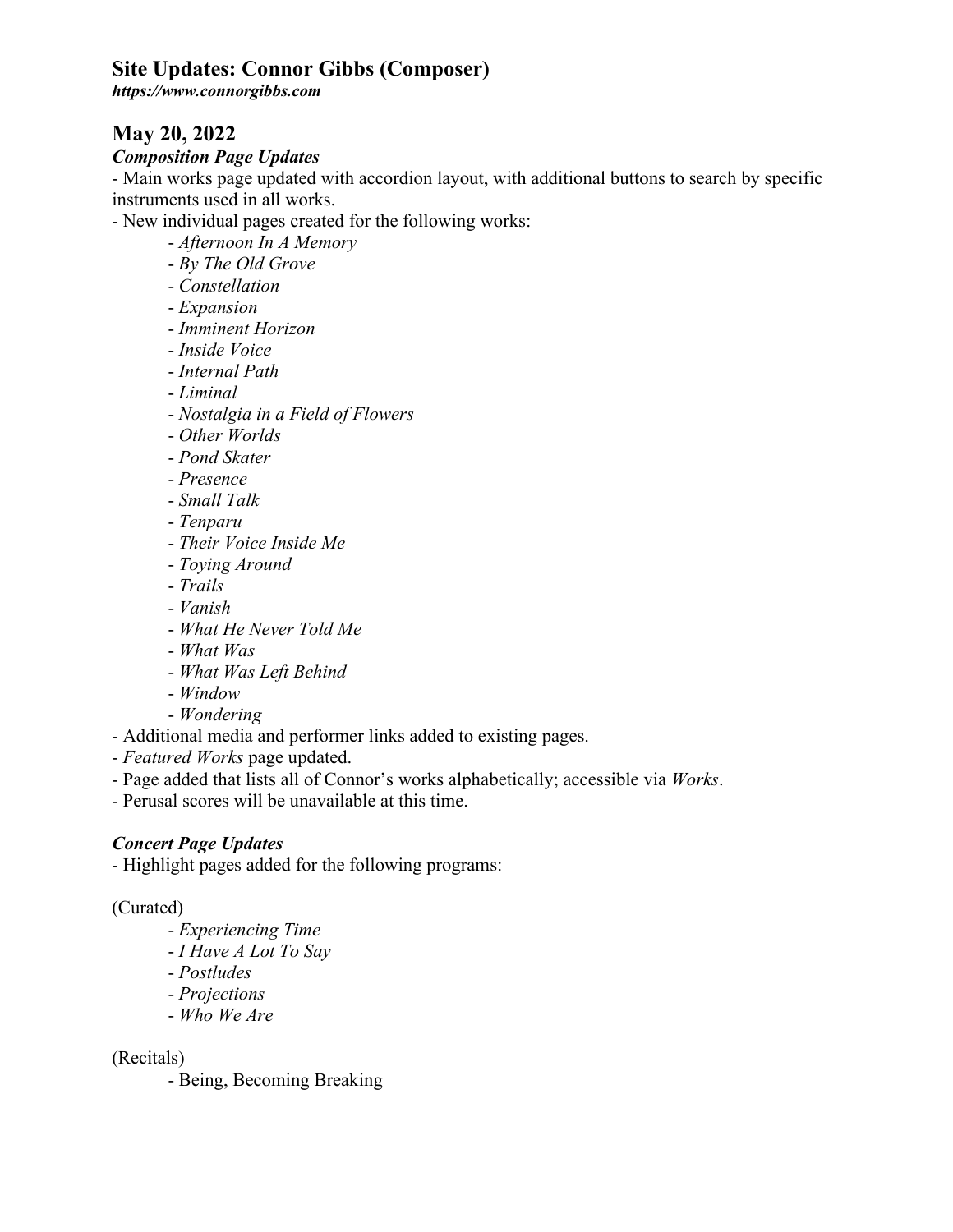## Site Updates: Connor Gibbs (Composer)

***https://www.connorgibbs.com***

## May 20, 2022

***Composition Page Updates***

- Main works page updated with accordion layout, with additional buttons to search by specific instruments used in all works.
- New individual pages created for the following works:
    - *Afternoon In A Memory*
    - *By The Old Grove*
    - *Constellation*
    - *Expansion*
    - *Imminent Horizon*
    - *Inside Voice*
    - *Internal Path*
    - *Liminal*
    - *Nostalgia in a Field of Flowers*
    - *Other Worlds*
    - *Pond Skater*
    - *Presence*
    - *Small Talk*
    - *Tenparu*
    - *Their Voice Inside Me*
    - *Toying Around*
    - *Trails*
    - *Vanish*
    - *What He Never Told Me*
    - *What Was*
    - *What Was Left Behind*
    - *Window*
    - *Wondering*
- Additional media and performer links added to existing pages.
- *Featured Works* page updated.
- Page added that lists all of Connor's works alphabetically; accessible via *Works*.
- Perusal scores will be unavailable at this time.

***Concert Page Updates***

- Highlight pages added for the following programs:

(Curated)

- *Experiencing Time*
- *I Have A Lot To Say*
- *Postludes*
- *Projections*
- *Who We Are*

(Recitals)

- Being, Becoming Breaking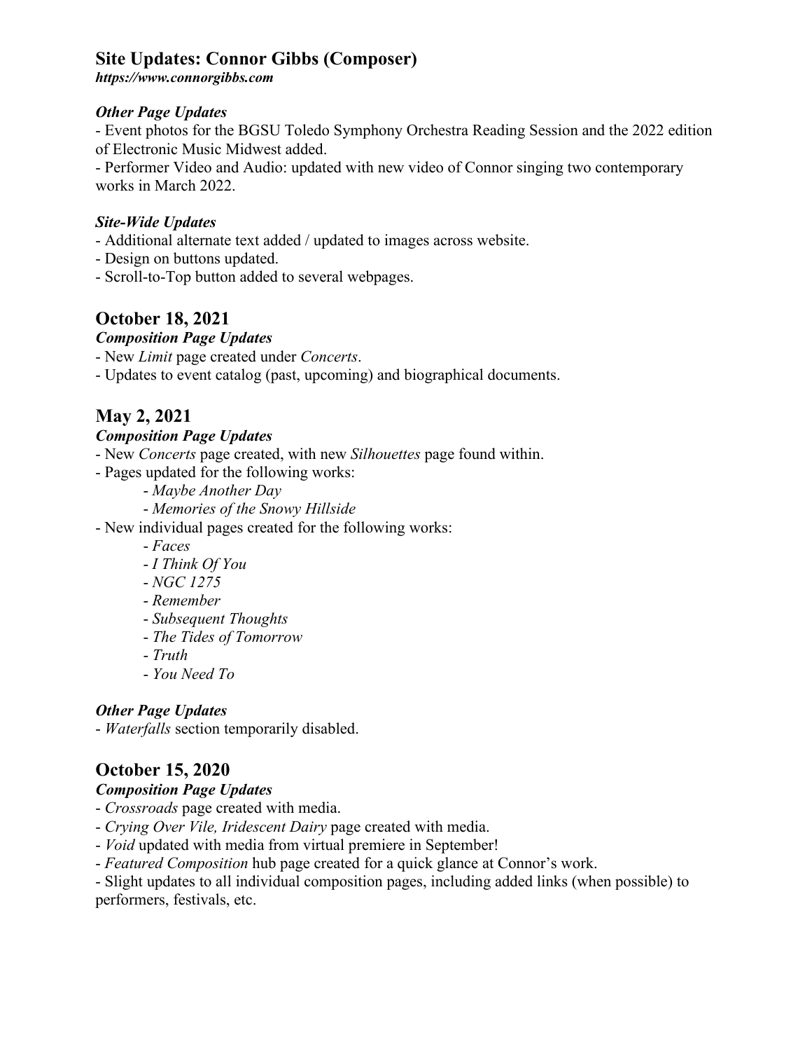# Site Updates: Connor Gibbs (Composer)

***https://www.connorgibbs.com***

### *Other Page Updates*

- Event photos for the BGSU Toledo Symphony Orchestra Reading Session and the 2022 edition of Electronic Music Midwest added.
- Performer Video and Audio: updated with new video of Connor singing two contemporary works in March 2022.

### *Site-Wide Updates*

- Additional alternate text added / updated to images across website.
- Design on buttons updated.
- Scroll-to-Top button added to several webpages.

## October 18, 2021

### *Composition Page Updates*

- New *Limit* page created under *Concerts*.
- Updates to event catalog (past, upcoming) and biographical documents.

## May 2, 2021

### *Composition Page Updates*

- New *Concerts* page created, with new *Silhouettes* page found within.
- Pages updated for the following works:
    - *Maybe Another Day*
    - *Memories of the Snowy Hillside*
- New individual pages created for the following works:
    - *Faces*
    - *I Think Of You*
    - *NGC 1275*
    - *Remember*
    - *Subsequent Thoughts*
    - *The Tides of Tomorrow*
    - *Truth*
    - *You Need To*

### *Other Page Updates*

- *Waterfalls* section temporarily disabled.

## October 15, 2020

### *Composition Page Updates*

- *Crossroads* page created with media.
- *Crying Over Vile, Iridescent Dairy* page created with media.
- *Void* updated with media from virtual premiere in September!
- *Featured Composition* hub page created for a quick glance at Connor's work.
- Slight updates to all individual composition pages, including added links (when possible) to performers, festivals, etc.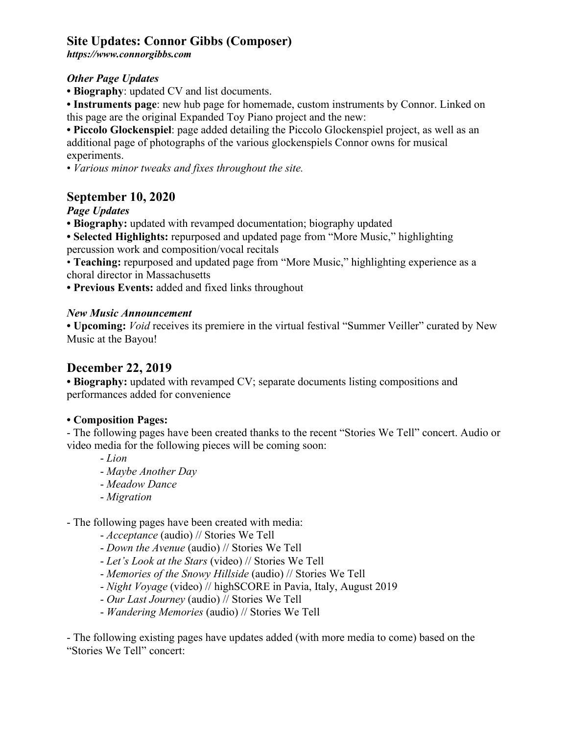## Site Updates: Connor Gibbs (Composer)

***https://www.connorgibbs.com***

### *Other Page Updates*

- **Biography**: updated CV and list documents.
- **Instruments page**: new hub page for homemade, custom instruments by Connor. Linked on this page are the original Expanded Toy Piano project and the new:
- **Piccolo Glockenspiel**: page added detailing the Piccolo Glockenspiel project, as well as an additional page of photographs of the various glockenspiels Connor owns for musical experiments.
- *Various minor tweaks and fixes throughout the site.*

## September 10, 2020

### *Page Updates*

- **Biography:** updated with revamped documentation; biography updated
- **Selected Highlights:** repurposed and updated page from "More Music," highlighting percussion work and composition/vocal recitals
- **Teaching:** repurposed and updated page from "More Music," highlighting experience as a choral director in Massachusetts
- **Previous Events:** added and fixed links throughout

### *New Music Announcement*

- **Upcoming:** *Void* receives its premiere in the virtual festival "Summer Veiller" curated by New Music at the Bayou!

## December 22, 2019

- **Biography:** updated with revamped CV; separate documents listing compositions and performances added for convenience

- **Composition Pages:**

- The following pages have been created thanks to the recent "Stories We Tell" concert. Audio or video media for the following pieces will be coming soon:
    - *Lion*
    - *Maybe Another Day*
    - *Meadow Dance*
    - *Migration*

- The following pages have been created with media:
    - *Acceptance* (audio) // Stories We Tell
    - *Down the Avenue* (audio) // Stories We Tell
    - *Let's Look at the Stars* (video) // Stories We Tell
    - *Memories of the Snowy Hillside* (audio) // Stories We Tell
    - *Night Voyage* (video) // highSCORE in Pavia, Italy, August 2019
    - *Our Last Journey* (audio) // Stories We Tell
    - *Wandering Memories* (audio) // Stories We Tell

- The following existing pages have updates added (with more media to come) based on the "Stories We Tell" concert: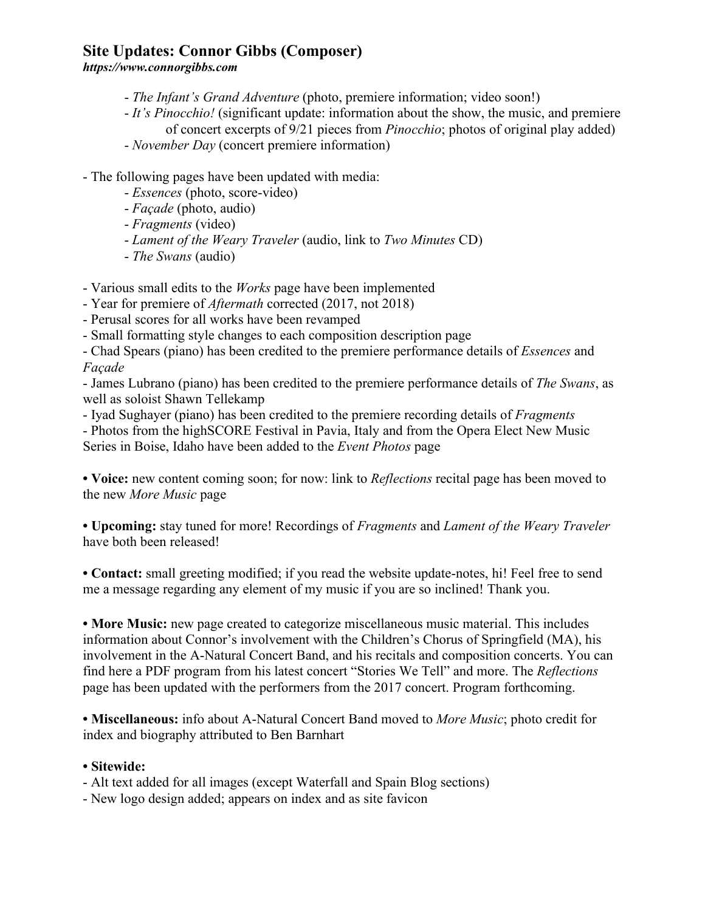## Site Updates: Connor Gibbs (Composer)

***https://www.connorgibbs.com***

- *The Infant's Grand Adventure* (photo, premiere information; video soon!)
    - *It's Pinocchio!* (significant update: information about the show, the music, and premiere of concert excerpts of 9/21 pieces from *Pinocchio*; photos of original play added)
    - *November Day* (concert premiere information)

- The following pages have been updated with media:
    - *Essences* (photo, score-video)
    - *Façade* (photo, audio)
    - *Fragments* (video)
    - *Lament of the Weary Traveler* (audio, link to *Two Minutes* CD)
    - *The Swans* (audio)

- Various small edits to the *Works* page have been implemented
- Year for premiere of *Aftermath* corrected (2017, not 2018)
- Perusal scores for all works have been revamped
- Small formatting style changes to each composition description page
- Chad Spears (piano) has been credited to the premiere performance details of *Essences* and *Façade*
- James Lubrano (piano) has been credited to the premiere performance details of *The Swans*, as well as soloist Shawn Tellekamp
- Iyad Sughayer (piano) has been credited to the premiere recording details of *Fragments*
- Photos from the highSCORE Festival in Pavia, Italy and from the Opera Elect New Music Series in Boise, Idaho have been added to the *Event Photos* page

• **Voice:** new content coming soon; for now: link to *Reflections* recital page has been moved to the new *More Music* page

• **Upcoming:** stay tuned for more! Recordings of *Fragments* and *Lament of the Weary Traveler* have both been released!

• **Contact:** small greeting modified; if you read the website update-notes, hi! Feel free to send me a message regarding any element of my music if you are so inclined! Thank you.

• **More Music:** new page created to categorize miscellaneous music material. This includes information about Connor's involvement with the Children's Chorus of Springfield (MA), his involvement in the A-Natural Concert Band, and his recitals and composition concerts. You can find here a PDF program from his latest concert "Stories We Tell" and more. The *Reflections* page has been updated with the performers from the 2017 concert. Program forthcoming.

• **Miscellaneous:** info about A-Natural Concert Band moved to *More Music*; photo credit for index and biography attributed to Ben Barnhart

• **Sitewide:**
- Alt text added for all images (except Waterfall and Spain Blog sections)
- New logo design added; appears on index and as site favicon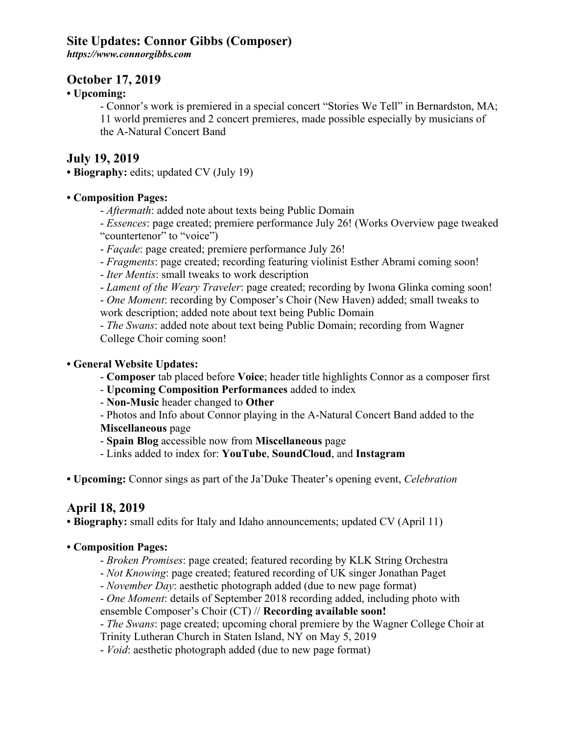## Site Updates: Connor Gibbs (Composer)

***https://www.connorgibbs.com***

## October 17, 2019

**• Upcoming:**

- Connor's work is premiered in a special concert "Stories We Tell" in Bernardston, MA; 11 world premieres and 2 concert premieres, made possible especially by musicians of the A-Natural Concert Band

## July 19, 2019

**• Biography:** edits; updated CV (July 19)

**• Composition Pages:**

- *Aftermath*: added note about texts being Public Domain
- *Essences*: page created; premiere performance July 26! (Works Overview page tweaked "countertenor" to "voice")
- *Façade*: page created; premiere performance July 26!
- *Fragments*: page created; recording featuring violinist Esther Abrami coming soon!
- *Iter Mentis*: small tweaks to work description
- *Lament of the Weary Traveler*: page created; recording by Iwona Glinka coming soon!
- *One Moment*: recording by Composer's Choir (New Haven) added; small tweaks to work description; added note about text being Public Domain
- *The Swans*: added note about text being Public Domain; recording from Wagner College Choir coming soon!

**• General Website Updates:**

- **Composer** tab placed before **Voice**; header title highlights Connor as a composer first
- **Upcoming Composition Performances** added to index
- **Non-Music** header changed to **Other**
- Photos and Info about Connor playing in the A-Natural Concert Band added to the **Miscellaneous** page
- **Spain Blog** accessible now from **Miscellaneous** page
- Links added to index for: **YouTube**, **SoundCloud**, and **Instagram**

**• Upcoming:** Connor sings as part of the Ja'Duke Theater's opening event, *Celebration*

## April 18, 2019

**• Biography:** small edits for Italy and Idaho announcements; updated CV (April 11)

**• Composition Pages:**

- *Broken Promises*: page created; featured recording by KLK String Orchestra
- *Not Knowing*: page created; featured recording of UK singer Jonathan Paget
- *November Day*: aesthetic photograph added (due to new page format)
- *One Moment*: details of September 2018 recording added, including photo with ensemble Composer's Choir (CT) // **Recording available soon!**
- *The Swans*: page created; upcoming choral premiere by the Wagner College Choir at Trinity Lutheran Church in Staten Island, NY on May 5, 2019
- *Void*: aesthetic photograph added (due to new page format)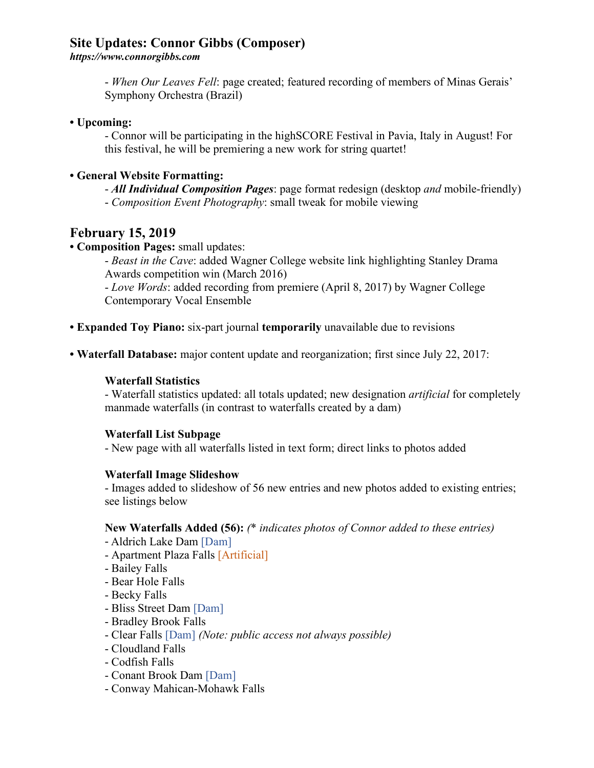## Site Updates: Connor Gibbs (Composer)

***https://www.connorgibbs.com***

- *When Our Leaves Fell*: page created; featured recording of members of Minas Gerais' Symphony Orchestra (Brazil)

**• Upcoming:**

- Connor will be participating in the highSCORE Festival in Pavia, Italy in August! For this festival, he will be premiering a new work for string quartet!

**• General Website Formatting:**

- ***All Individual Composition Pages***: page format redesign (desktop *and* mobile-friendly)
- *Composition Event Photography*: small tweak for mobile viewing

## February 15, 2019

**• Composition Pages:** small updates:

- *Beast in the Cave*: added Wagner College website link highlighting Stanley Drama Awards competition win (March 2016)
- *Love Words*: added recording from premiere (April 8, 2017) by Wagner College Contemporary Vocal Ensemble

**• Expanded Toy Piano:** six-part journal **temporarily** unavailable due to revisions

**• Waterfall Database:** major content update and reorganization; first since July 22, 2017:

**Waterfall Statistics**

- Waterfall statistics updated: all totals updated; new designation *artificial* for completely manmade waterfalls (in contrast to waterfalls created by a dam)

**Waterfall List Subpage**

- New page with all waterfalls listed in text form; direct links to photos added

**Waterfall Image Slideshow**

- Images added to slideshow of 56 new entries and new photos added to existing entries; see listings below

**New Waterfalls Added (56):** *(\* indicates photos of Connor added to these entries)*

- Aldrich Lake Dam [Dam]
- Apartment Plaza Falls [Artificial]
- Bailey Falls
- Bear Hole Falls
- Becky Falls
- Bliss Street Dam [Dam]
- Bradley Brook Falls
- Clear Falls [Dam] *(Note: public access not always possible)*
- Cloudland Falls
- Codfish Falls
- Conant Brook Dam [Dam]
- Conway Mahican-Mohawk Falls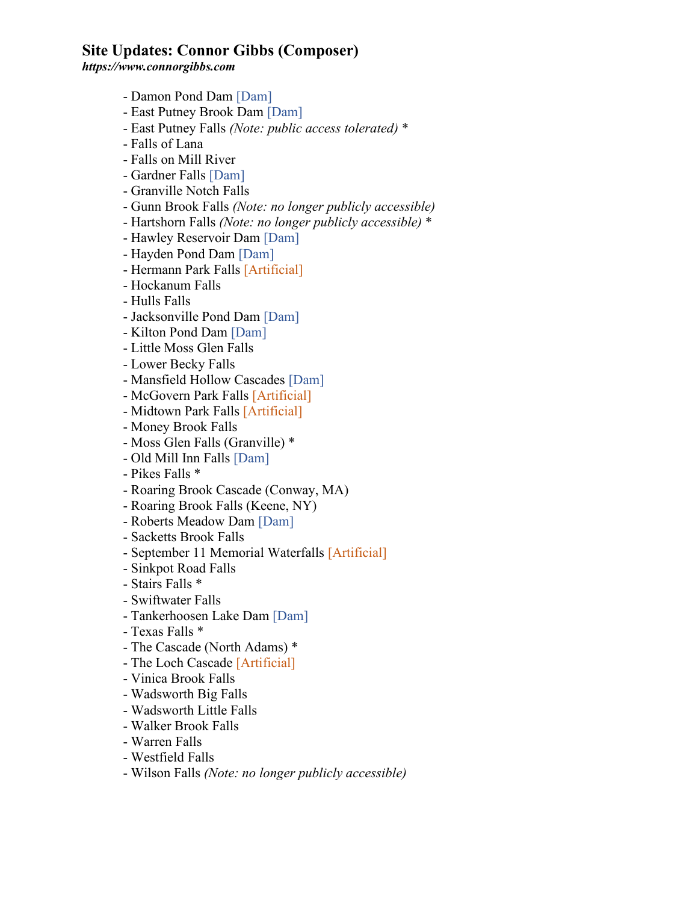**Site Updates: Connor Gibbs (Composer)**
***https://www.connorgibbs.com***

- Damon Pond Dam [Dam]
- East Putney Brook Dam [Dam]
- East Putney Falls *(Note: public access tolerated)* *
- Falls of Lana
- Falls on Mill River
- Gardner Falls [Dam]
- Granville Notch Falls
- Gunn Brook Falls *(Note: no longer publicly accessible)*
- Hartshorn Falls *(Note: no longer publicly accessible)* *
- Hawley Reservoir Dam [Dam]
- Hayden Pond Dam [Dam]
- Hermann Park Falls [Artificial]
- Hockanum Falls
- Hulls Falls
- Jacksonville Pond Dam [Dam]
- Kilton Pond Dam [Dam]
- Little Moss Glen Falls
- Lower Becky Falls
- Mansfield Hollow Cascades [Dam]
- McGovern Park Falls [Artificial]
- Midtown Park Falls [Artificial]
- Money Brook Falls
- Moss Glen Falls (Granville) *
- Old Mill Inn Falls [Dam]
- Pikes Falls *
- Roaring Brook Cascade (Conway, MA)
- Roaring Brook Falls (Keene, NY)
- Roberts Meadow Dam [Dam]
- Sacketts Brook Falls
- September 11 Memorial Waterfalls [Artificial]
- Sinkpot Road Falls
- Stairs Falls *
- Swiftwater Falls
- Tankerhoosen Lake Dam [Dam]
- Texas Falls *
- The Cascade (North Adams) *
- The Loch Cascade [Artificial]
- Vinica Brook Falls
- Wadsworth Big Falls
- Wadsworth Little Falls
- Walker Brook Falls
- Warren Falls
- Westfield Falls
- Wilson Falls *(Note: no longer publicly accessible)*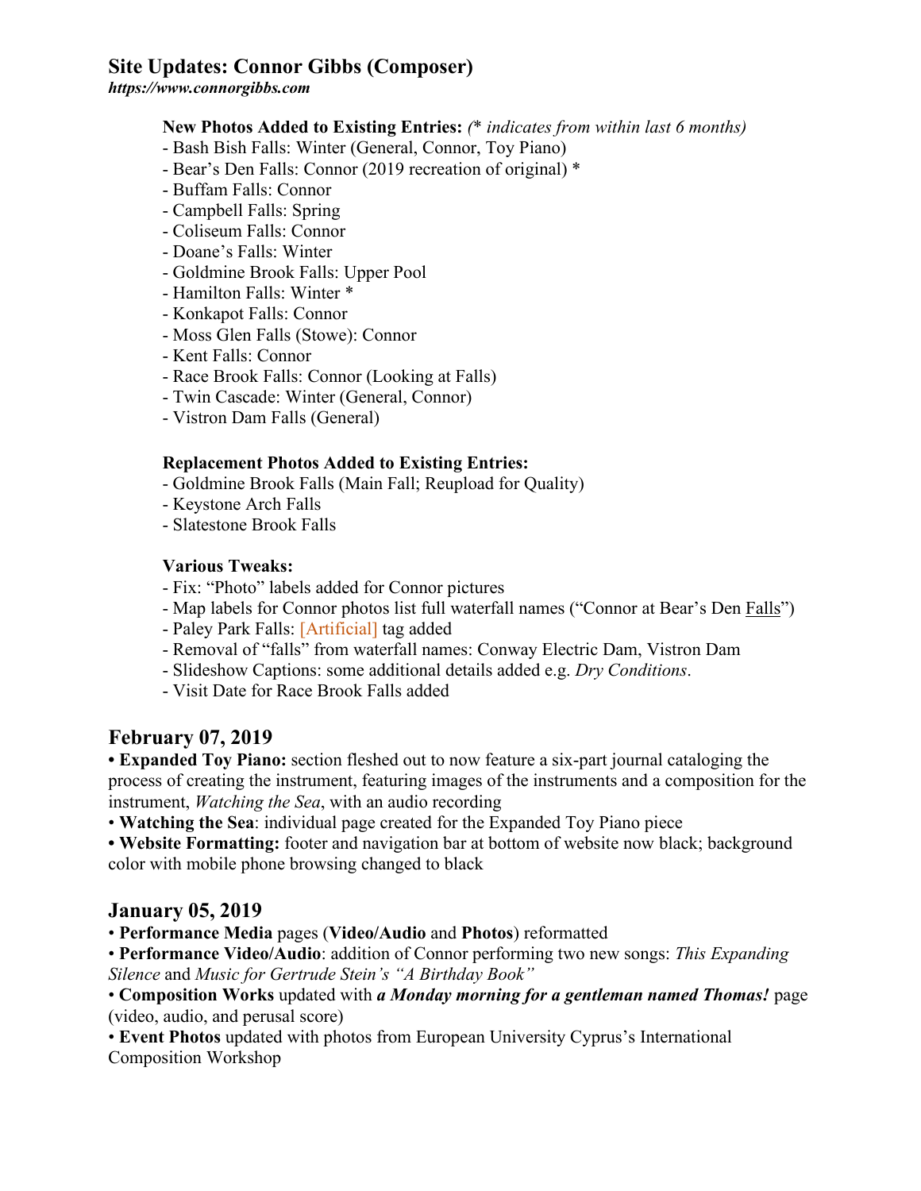## Site Updates: Connor Gibbs (Composer)

***https://www.connorgibbs.com***

**New Photos Added to Existing Entries:** *(\* indicates from within last 6 months)*

- Bash Bish Falls: Winter (General, Connor, Toy Piano)
- Bear's Den Falls: Connor (2019 recreation of original) *
- Buffam Falls: Connor
- Campbell Falls: Spring
- Coliseum Falls: Connor
- Doane's Falls: Winter
- Goldmine Brook Falls: Upper Pool
- Hamilton Falls: Winter *
- Konkapot Falls: Connor
- Moss Glen Falls (Stowe): Connor
- Kent Falls: Connor
- Race Brook Falls: Connor (Looking at Falls)
- Twin Cascade: Winter (General, Connor)
- Vistron Dam Falls (General)

**Replacement Photos Added to Existing Entries:**

- Goldmine Brook Falls (Main Fall; Reupload for Quality)
- Keystone Arch Falls
- Slatestone Brook Falls

**Various Tweaks:**

- Fix: "Photo" labels added for Connor pictures
- Map labels for Connor photos list full waterfall names ("Connor at Bear's Den Falls")
- Paley Park Falls: [Artificial] tag added
- Removal of "falls" from waterfall names: Conway Electric Dam, Vistron Dam
- Slideshow Captions: some additional details added e.g. *Dry Conditions*.
- Visit Date for Race Brook Falls added

## February 07, 2019

**• Expanded Toy Piano:** section fleshed out to now feature a six-part journal cataloging the process of creating the instrument, featuring images of the instruments and a composition for the instrument, *Watching the Sea*, with an audio recording

• **Watching the Sea**: individual page created for the Expanded Toy Piano piece

**• Website Formatting:** footer and navigation bar at bottom of website now black; background color with mobile phone browsing changed to black

## January 05, 2019

• **Performance Media** pages (**Video/Audio** and **Photos**) reformatted

• **Performance Video/Audio**: addition of Connor performing two new songs: *This Expanding Silence* and *Music for Gertrude Stein's "A Birthday Book"*

• **Composition Works** updated with ***a Monday morning for a gentleman named Thomas!*** page (video, audio, and perusal score)

• **Event Photos** updated with photos from European University Cyprus's International Composition Workshop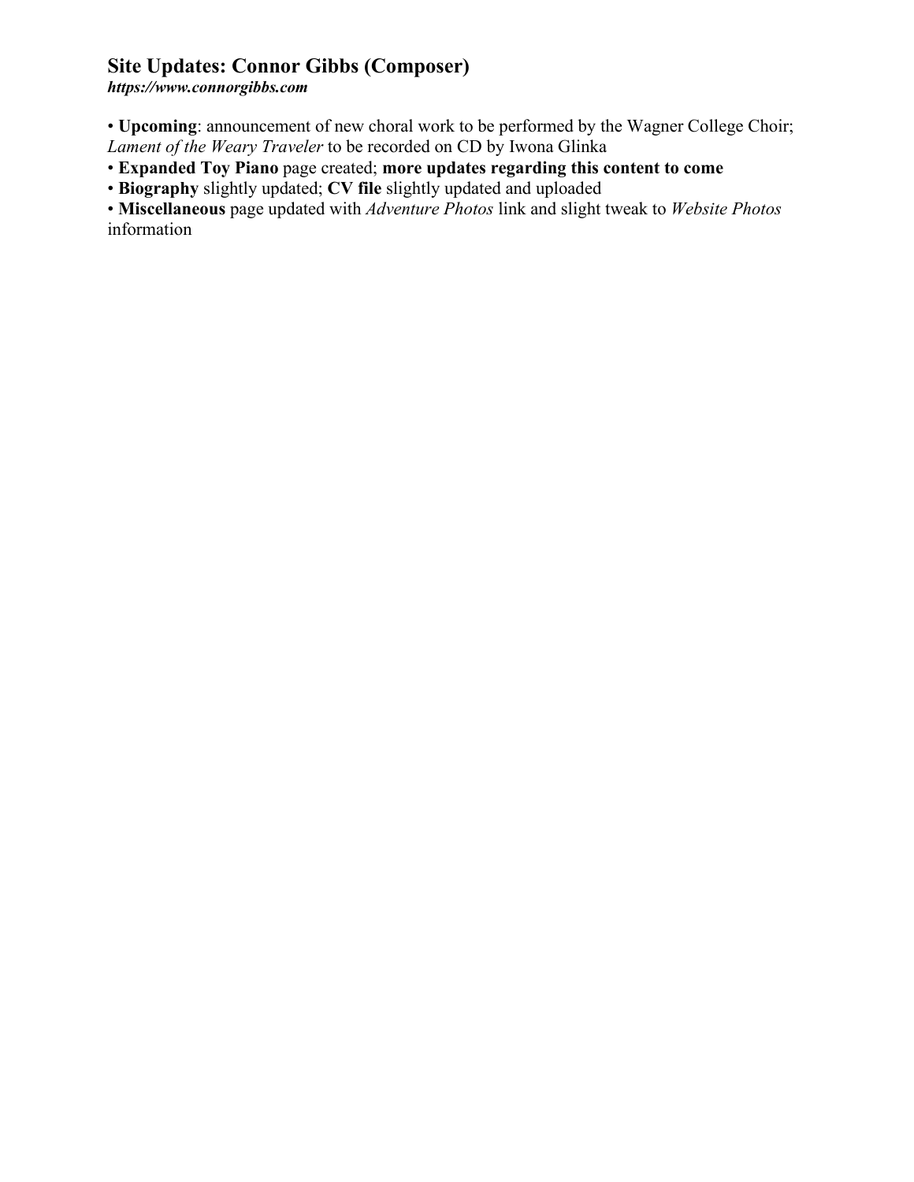## Site Updates: Connor Gibbs (Composer)

***https://www.connorgibbs.com***

- **Upcoming**: announcement of new choral work to be performed by the Wagner College Choir; *Lament of the Weary Traveler* to be recorded on CD by Iwona Glinka
- **Expanded Toy Piano** page created; **more updates regarding this content to come**
- **Biography** slightly updated; **CV file** slightly updated and uploaded
- **Miscellaneous** page updated with *Adventure Photos* link and slight tweak to *Website Photos* information